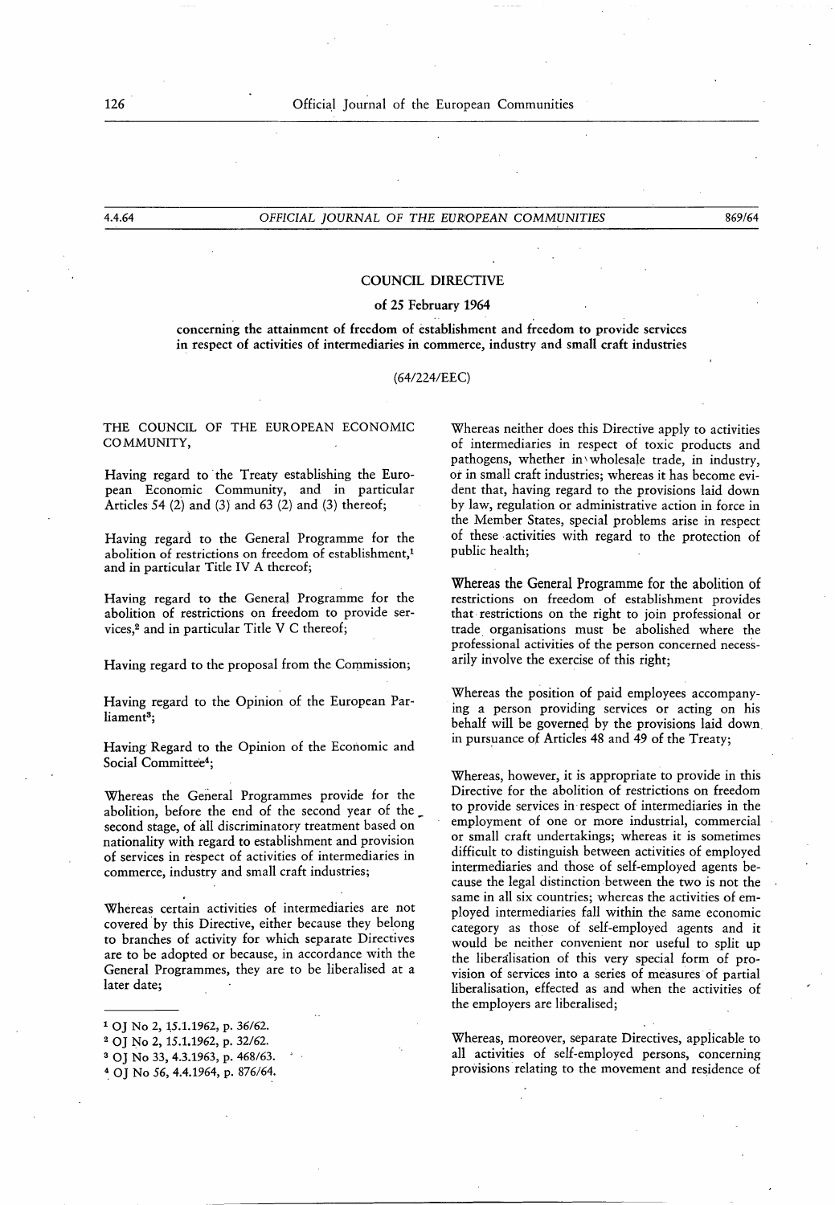# COUNCIL DIRECTIVE

## of 25 February 1964

### concerning the attainment of freedom of establishment and freedom to provide services in respect of activities of intermediaries in commerce, industry and small craft industries

(64/224/EEC)

THE COUNCIL OF THE EUROPEAN ECONOMIC COMMUNITY,

Having regard to the Treaty establishing the European Economic Community, and in particular Articles 54 (2) and (3) and 63 (2) and (3) thereof;

Having regard to the General Programme for the abolition of restrictions on freedom of establishment,[1] and in particular Title IV A thereof;

Having regard to the General Programme for the abolition of restrictions on freedom to provide services,[2] and in particular Title V C thereof;

Having regard to the proposal from the Commission;

Having regard to the Opinion of the European Parliament[3];

Having Regard to the Opinion of the Economic and Social Committee[4];

Whereas the General Programmes provide for the abolition, before the end of the second year of the second stage, of all discriminatory treatment based on nationality with regard to establishment and provision of services in respect of activities of intermediaries in commerce, industry and small craft industries;

Whereas certain activities of intermediaries are not covered by this Directive, either because they belong to branches of activity for which separate Directives are to be adopted or because, in accordance with the General Programmes, they are to be liberalised at a later date;

Whereas neither does this Directive apply to activities of intermediaries in respect of toxic products and pathogens, whether in wholesale trade, in industry, or in small craft industries; whereas it has become evident that, having regard to the provisions laid down by law, regulation or administrative action in force in the Member States, special problems arise in respect of these activities with regard to the protection of public health;

Whereas the General Programme for the abolition of restrictions on freedom of establishment provides that restrictions on the right to join professional or trade organisations must be abolished where the professional activities of the person concerned necessarily involve the exercise of this right;

Whereas the position of paid employees accompanying a person providing services or acting on his behalf will be governed by the provisions laid down in pursuance of Articles 48 and 49 of the Treaty;

Whereas, however, it is appropriate to provide in this Directive for the abolition of restrictions on freedom to provide services in respect of intermediaries in the employment of one or more industrial, commercial or small craft undertakings; whereas it is sometimes difficult to distinguish between activities of employed intermediaries and those of self-employed agents because the legal distinction between the two is not the same in all six countries; whereas the activities of employed intermediaries fall within the same economic category as those of self-employed agents and it would be neither convenient nor useful to split up the liberalisation of this very special form of provision of services into a series of measures of partial liberalisation, effected as and when the activities of the employers are liberalised;

Whereas, moreover, separate Directives, applicable to all activities of self-employed persons, concerning provisions relating to the movement and residence of

---

[1] OJ No 2, 15.1.1962, p. 36/62.

[2] OJ No 2, 15.1.1962, p. 32/62.

[3] OJ No 33, 4.3.1963, p. 468/63.

[4] OJ No 56, 4.4.1964, p. 876/64.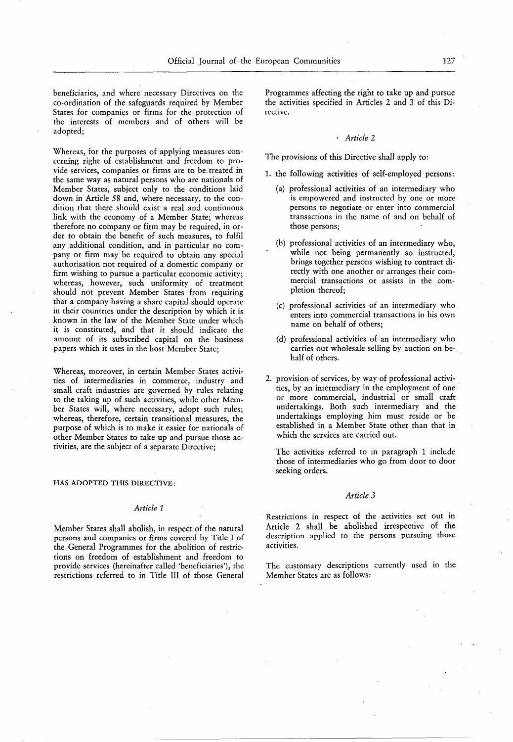beneficiaries, and where necessary Directives on the co-ordination of the safeguards required by Member States for companies or firms for the protection of the interests of members and of others will be adopted;

Whereas, for the purposes of applying measures concerning right of establishment and freedom to provide services, companies or firms are to be treated in the same way as natural persons who are nationals of Member States, subject only to the conditions laid down in Article 58 and, where necessary, to the condition that there should exist a real and continuous link with the economy of a Member State; whereas therefore no company or firm may be required, in order to obtain the benefit of such measures, to fulfil any additional condition, and in particular no company or firm may be required to obtain any special authorisation not required of a domestic company or firm wishing to pursue a particular economic activity; whereas, however, such uniformity of treatment should not prevent Member States from requiring that a company having a share capital should operate in their countries under the description by which it is known in the law of the Member State under which it is constituted, and that it should indicate the amount of its subscribed capital on the business papers which it uses in the host Member State;

Whereas, moreover, in certain Member States activities of intermediaries in commerce, industry and small craft industries are governed by rules relating to the taking up of such activities, while other Member States will, where necessary, adopt such rules; whereas, therefore, certain transitional measures, the purpose of which is to make it easier for nationals of other Member States to take up and pursue those activities, are the subject of a separate Directive;

HAS ADOPTED THIS DIRECTIVE:

*Article 1*

Member States shall abolish, in respect of the natural persons and companies or firms covered by Title I of the General Programmes for the abolition of restrictions on freedom of establishment and freedom to provide services (hereinafter called 'beneficiaries'), the restrictions referred to in Title III of those General Programmes affecting the right to take up and pursue the activities specified in Articles 2 and 3 of this Directive.

*Article 2*

The provisions of this Directive shall apply to:

1. the following activities of self-employed persons:

   (a) professional activities of an intermediary who is empowered and instructed by one or more persons to negotiate or enter into commercial transactions in the name of and on behalf of those persons;

   (b) professional activities of an intermediary who, while not being permanently so instructed, brings together persons wishing to contract directly with one another or arranges their commercial transactions or assists in the completion thereof;

   (c) professional activities of an intermediary who enters into commercial transactions in his own name on behalf of others;

   (d) professional activities of an intermediary who carries out wholesale selling by auction on behalf of others.

2. provision of services, by way of professional activities, by an intermediary in the employment of one or more commercial, industrial or small craft undertakings. Both such intermediary and the undertakings employing him must reside or be established in a Member State other than that in which the services are carried out.

   The activities referred to in paragraph 1 include those of intermediaries who go from door to door seeking orders.

*Article 3*

Restrictions in respect of the activities set out in Article 2 shall be abolished irrespective of the description applied to the persons pursuing those activities.

The customary descriptions currently used in the Member States are as follows: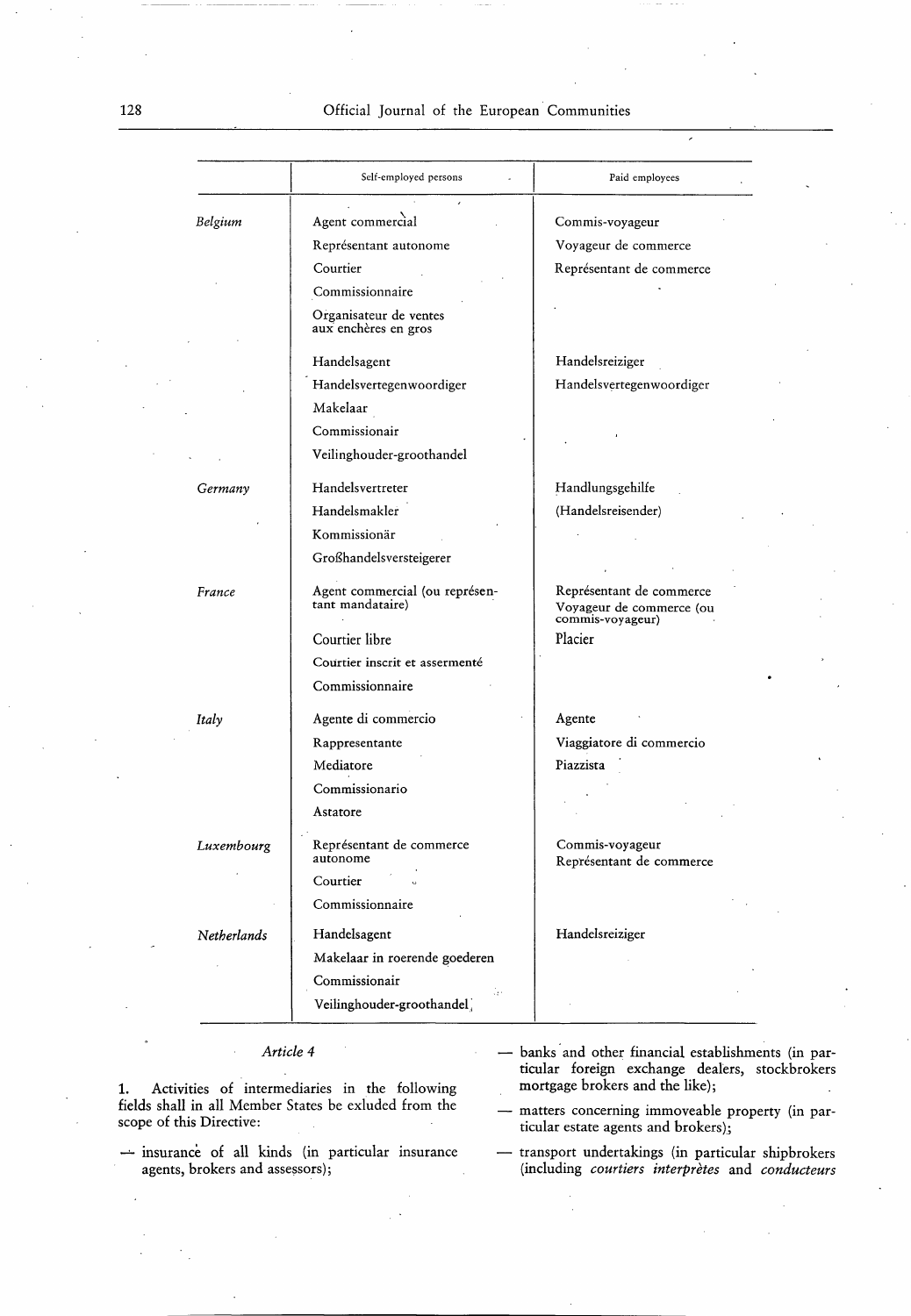| | Self-employed persons | Paid employees |
|---|---|---|
| *Belgium* | Agent commercial | Commis-voyageur |
| | Représentant autonome | Voyageur de commerce |
| | Courtier | Représentant de commerce |
| | Commissionnaire | |
| | Organisateur de ventes aux enchères en gros | |
| | Handelsagent | Handelsreiziger |
| | Handelsvertegenwoordiger | Handelsvertegenwoordiger |
| | Makelaar | |
| | Commissionair | |
| | Veilinghouder-groothandel | |
| *Germany* | Handelsvertreter | Handlungsgehilfe |
| | Handelsmakler | (Handelsreisender) |
| | Kommissionär | |
| | Großhandelsversteigerer | |
| *France* | Agent commercial (ou représentant mandataire) | Représentant de commerce |
| | | Voyageur de commerce (ou commis-voyageur) |
| | Courtier libre | Placier |
| | Courtier inscrit et assermenté | |
| | Commissionnaire | |
| *Italy* | Agente di commercio | Agente |
| | Rappresentante | Viaggiatore di commercio |
| | Mediatore | Piazzista |
| | Commissionario | |
| | Astatore | |
| *Luxembourg* | Représentant de commerce autonome | Commis-voyageur |
| | | Représentant de commerce |
| | Courtier | |
| | Commissionnaire | |
| *Netherlands* | Handelsagent | Handelsreiziger |
| | Makelaar in roerende goederen | |
| | Commissionair | |
| | Veilinghouder-groothandel | |

*Article 4*

1. Activities of intermediaries in the following fields shall in all Member States be exluded from the scope of this Directive:

— insurance of all kinds (in particular insurance agents, brokers and assessors);

— banks and other financial establishments (in particular foreign exchange dealers, stockbrokers mortgage brokers and the like);

— matters concerning immoveable property (in particular estate agents and brokers);

— transport undertakings (in particular shipbrokers (including *courtiers interprètes* and *conducteurs*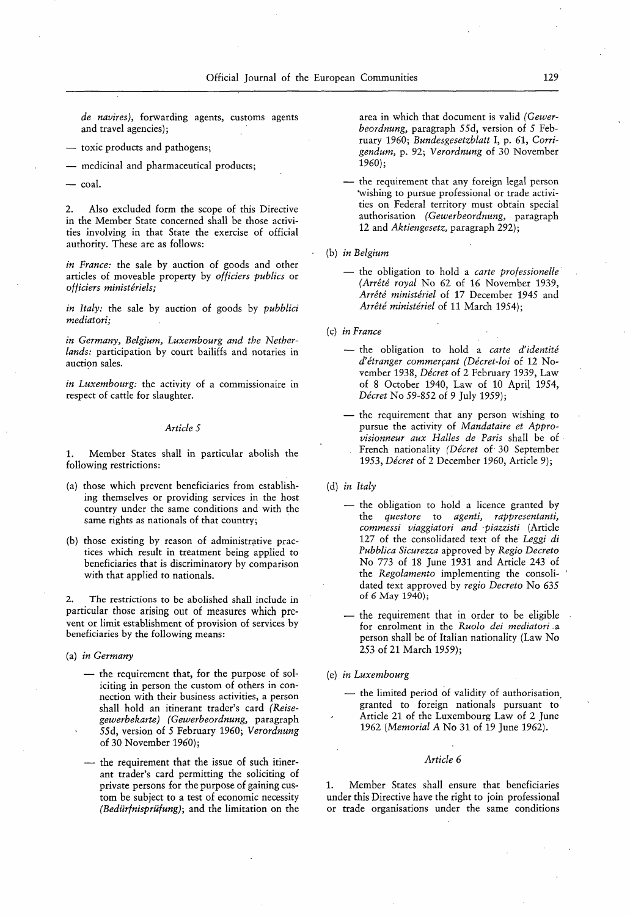*de navires)*, forwarding agents, customs agents and travel agencies);

— toxic products and pathogens;

— medicinal and pharmaceutical products;

— coal.

2. Also excluded form the scope of this Directive in the Member State concerned shall be those activities involving in that State the exercise of official authority. These are as follows:

*in France:* the sale by auction of goods and other articles of moveable property by *officiers publics* or *officiers ministériels;*

*in Italy:* the sale by auction of goods by *pubblici mediatori;*

*in Germany, Belgium, Luxembourg and the Netherlands:* participation by court bailiffs and notaries in auction sales.

*in Luxembourg:* the activity of a commissionaire in respect of cattle for slaughter.

*Article 5*

1. Member States shall in particular abolish the following restrictions:

(a) those which prevent beneficiaries from establishing themselves or providing services in the host country under the same conditions and with the same rights as nationals of that country;

(b) those existing by reason of administrative practices which result in treatment being applied to beneficiaries that is discriminatory by comparison with that applied to nationals.

2. The restrictions to be abolished shall include in particular those arising out of measures which prevent or limit establishment of provision of services by beneficiaries by the following means:

(a) *in Germany*

— the requirement that, for the purpose of soliciting in person the custom of others in connection with their business activities, a person shall hold an itinerant trader's card *(Reisegewerbekarte) (Gewerbeordnung,* paragraph 55d, version of 5 February 1960; *Verordnung* of 30 November 1960);

— the requirement that the issue of such itinerant trader's card permitting the soliciting of private persons for the purpose of gaining custom be subject to a test of economic necessity *(Bedürfnisprüfung)*; and the limitation on the area in which that document is valid *(Gewerbeordnung,* paragraph 55d, version of 5 February 1960; *Bundesgesetzblatt* I, p. 61, *Corrigendum,* p. 92; *Verordnung* of 30 November 1960);

— the requirement that any foreign legal person wishing to pursue professional or trade activities on Federal territory must obtain special authorisation *(Gewerbeordnung,* paragraph 12 and *Aktiengesetz,* paragraph 292);

(b) *in Belgium*

— the obligation to hold a *carte professionelle (Arrêté royal* No 62 of 16 November 1939, *Arrêté ministériel* of 17 December 1945 and *Arrêté ministériel* of 11 March 1954);

(c) *in France*

— the obligation to hold a *carte d'identité d'étranger commerçant (Décret-loi* of 12 November 1938, *Décret* of 2 February 1939, Law of 8 October 1940, Law of 10 April 1954, *Décret* No 59-852 of 9 July 1959);

— the requirement that any person wishing to pursue the activity of *Mandataire et Approvisionneur aux Halles de Paris* shall be of French nationality *(Décret* of 30 September 1953, *Décret* of 2 December 1960, Article 9);

(d) *in Italy*

— the obligation to hold a licence granted by the *questore* to *agenti, rappresentanti, commessi viaggiatori and piazzisti* (Article 127 of the consolidated text of the *Leggi di Pubblica Sicurezza* approved by *Regio Decreto* No 773 of 18 June 1931 and Article 243 of the *Regolamento* implementing the consolidated text approved by *regio Decreto* No 635 of 6 May 1940);

— the requirement that in order to be eligible for enrolment in the *Ruolo dei mediatori* a person shall be of Italian nationality (Law No 253 of 21 March 1959);

(e) *in Luxembourg*

— the limited period of validity of authorisation granted to foreign nationals pursuant to Article 21 of the Luxembourg Law of 2 June 1962 *(Memorial A* No 31 of 19 June 1962).

*Article 6*

1. Member States shall ensure that beneficiaries under this Directive have the right to join professional or trade organisations under the same conditions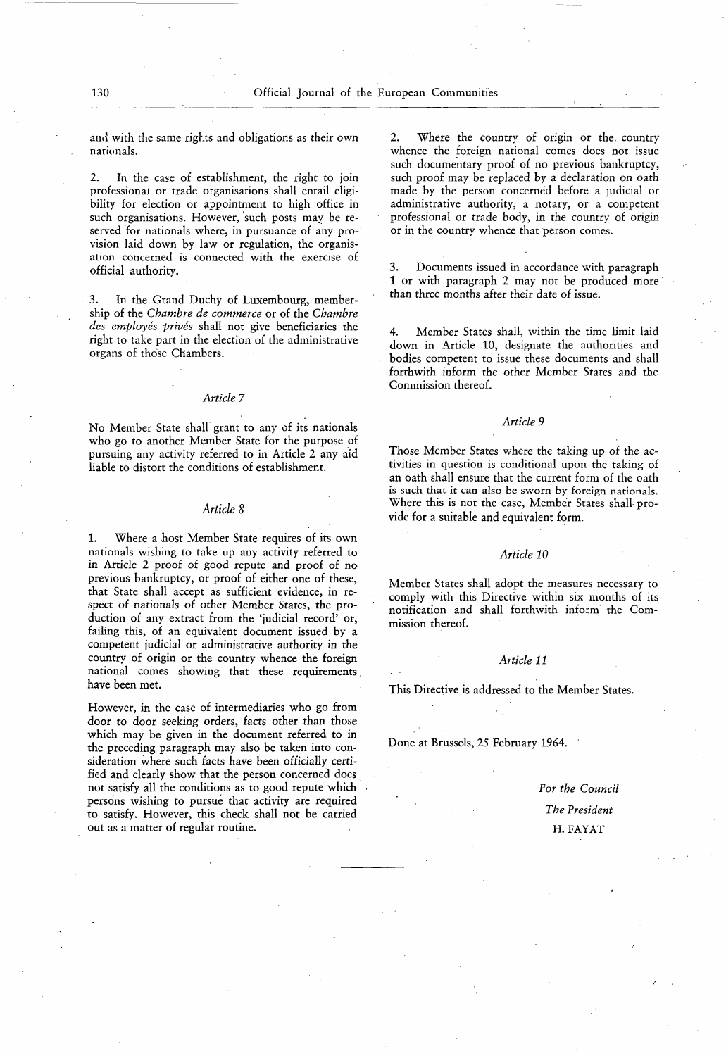and with the same rights and obligations as their own nationals.

2. In the case of establishment, the right to join professional or trade organisations shall entail eligibility for election or appointment to high office in such organisations. However, such posts may be reserved for nationals where, in pursuance of any provision laid down by law or regulation, the organisation concerned is connected with the exercise of official authority.

3. In the Grand Duchy of Luxembourg, membership of the *Chambre de commerce* or of the *Chambre des employés privés* shall not give beneficiaries the right to take part in the election of the administrative organs of those Chambers.

*Article 7*

No Member State shall grant to any of its nationals who go to another Member State for the purpose of pursuing any activity referred to in Article 2 any aid liable to distort the conditions of establishment.

*Article 8*

1. Where a host Member State requires of its own nationals wishing to take up any activity referred to in Article 2 proof of good repute and proof of no previous bankruptcy, or proof of either one of these, that State shall accept as sufficient evidence, in respect of nationals of other Member States, the production of any extract from the 'judicial record' or, failing this, of an equivalent document issued by a competent judicial or administrative authority in the country of origin or the country whence the foreign national comes showing that these requirements have been met.

However, in the case of intermediaries who go from door to door seeking orders, facts other than those which may be given in the document referred to in the preceding paragraph may also be taken into consideration where such facts have been officially certified and clearly show that the person concerned does not satisfy all the conditions as to good repute which persons wishing to pursue that activity are required to satisfy. However, this check shall not be carried out as a matter of regular routine.

2. Where the country of origin or the country whence the foreign national comes does not issue such documentary proof of no previous bankruptcy, such proof may be replaced by a declaration on oath made by the person concerned before a judicial or administrative authority, a notary, or a competent professional or trade body, in the country of origin or in the country whence that person comes.

3. Documents issued in accordance with paragraph 1 or with paragraph 2 may not be produced more than three months after their date of issue.

4. Member States shall, within the time limit laid down in Article 10, designate the authorities and bodies competent to issue these documents and shall forthwith inform the other Member States and the Commission thereof.

*Article 9*

Those Member States where the taking up of the activities in question is conditional upon the taking of an oath shall ensure that the current form of the oath is such that it can also be sworn by foreign nationals. Where this is not the case, Member States shall provide for a suitable and equivalent form.

*Article 10*

Member States shall adopt the measures necessary to comply with this Directive within six months of its notification and shall forthwith inform the Commission thereof.

*Article 11*

This Directive is addressed to the Member States.

Done at Brussels, 25 February 1964.

*For the Council*

*The President*

H. FAYAT